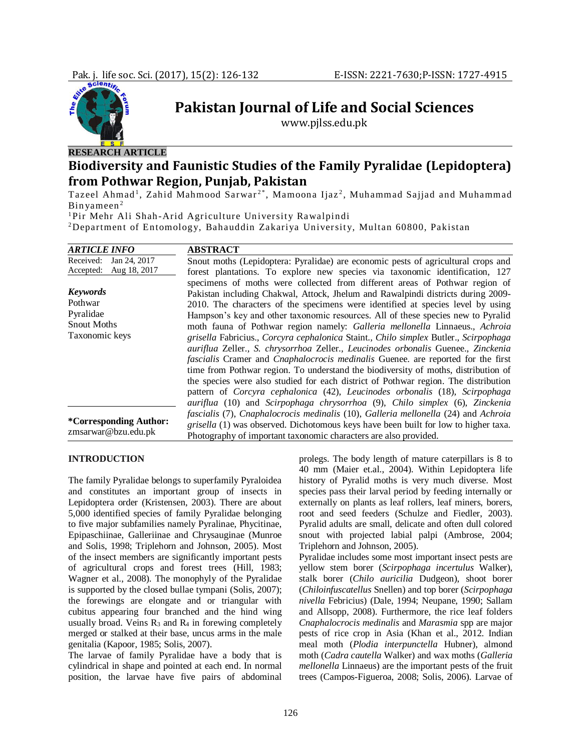**RESEARCH ARTICLE**

# Biodiversity and Faunistic Studies of the Family Pyralidae (Lepidoptera) from Pothwar Region, Punjab, Pakistan

Tazeel Ahmad[1], Zahid Mahmood Sarwar[2*], Mamoona Ijaz[2], Muhammad Sajjad and Muhammad Binyameen[2]

[1]Pir Mehr Ali Shah-Arid Agriculture University Rawalpindi

[2]Department of Entomology, Bahauddin Zakariya University, Multan 60800, Pakistan

**ARTICLE INFO**

Received: Jan 24, 2017

Accepted: Aug 18, 2017

***Keywords***

Pothwar

Pyralidae

Snout Moths

Taxonomic keys

**\*Corresponding Author:** zmsarwar@bzu.edu.pk

**ABSTRACT**

Snout moths (Lepidoptera: Pyralidae) are economic pests of agricultural crops and forest plantations. To explore new species via taxonomic identification, 127 specimens of moths were collected from different areas of Pothwar region of Pakistan including Chakwal, Attock, Jhelum and Rawalpindi districts during 2009-2010. The characters of the specimens were identified at species level by using Hampson's key and other taxonomic resources. All of these species new to Pyralid moth fauna of Pothwar region namely: *Galleria mellonella* Linnaeus., *Achroia grisella* Fabricius., *Corcyra cephalonica* Staint., *Chilo simplex* Butler., *Scirpophaga auriflua* Zeller., *S. chrysorrhoa* Zeller., *Leucinodes orbonalis* Guenee., *Zinckenia fascialis* Cramer and *Cnaphalocrocis medinalis* Guenee. are reported for the first time from Pothwar region. To understand the biodiversity of moths, distribution of the species were also studied for each district of Pothwar region. The distribution pattern of *Corcyra cephalonica* (42), *Leucinodes orbonalis* (18), *Scirpophaga auriflua* (10) and *Scirpophaga chrysorrhoa* (9), *Chilo simplex* (6), *Zinckenia fascialis* (7), *Cnaphalocrocis medinalis* (10), *Galleria mellonella* (24) and *Achroia grisella* (1) was observed. Dichotomous keys have been built for low to higher taxa. Photography of important taxonomic characters are also provided.

## INTRODUCTION

The family Pyralidae belongs to superfamily Pyraloidea and constitutes an important group of insects in Lepidoptera order (Kristensen, 2003). There are about 5,000 identified species of family Pyralidae belonging to five major subfamilies namely Pyralinae, Phycitinae, Epipaschiinae, Galleriinae and Chrysauginae (Munroe and Solis, 1998; Triplehorn and Johnson, 2005). Most of the insect members are significantly important pests of agricultural crops and forest trees (Hill, 1983; Wagner et al., 2008). The monophyly of the Pyralidae is supported by the closed bullae tympani (Solis, 2007); the forewings are elongate and or triangular with cubitus appearing four branched and the hind wing usually broad. Veins $R_3$ and $R_4$ in forewing completely merged or stalked at their base, uncus arms in the male genitalia (Kapoor, 1985; Solis, 2007).

The larvae of family Pyralidae have a body that is cylindrical in shape and pointed at each end. In normal position, the larvae have five pairs of abdominal prolegs. The body length of mature caterpillars is 8 to 40 mm (Maier et.al., 2004). Within Lepidoptera life history of Pyralid moths is very much diverse. Most species pass their larval period by feeding internally or externally on plants as leaf rollers, leaf miners, borers, root and seed feeders (Schulze and Fiedler, 2003). Pyralid adults are small, delicate and often dull colored snout with projected labial palpi (Ambrose, 2004; Triplehorn and Johnson, 2005).

Pyralidae includes some most important insect pests are yellow stem borer (*Scirpophaga incertulus* Walker), stalk borer (*Chilo auricilia* Dudgeon), shoot borer (*Chiloinfuscatellus* Snellen) and top borer (*Scirpophaga nivella* Febricius) (Dale, 1994; Neupane, 1990; Sallam and Allsopp, 2008). Furthermore, the rice leaf folders *Cnaphalocrocis medinalis* and *Marasmia* spp are major pests of rice crop in Asia (Khan et al., 2012. Indian meal moth (*Plodia interpunctella* Hubner), almond moth (*Cadra cautella* Walker) and wax moths (*Galleria mellonella* Linnaeus) are the important pests of the fruit trees (Campos-Figueroa, 2008; Solis, 2006). Larvae of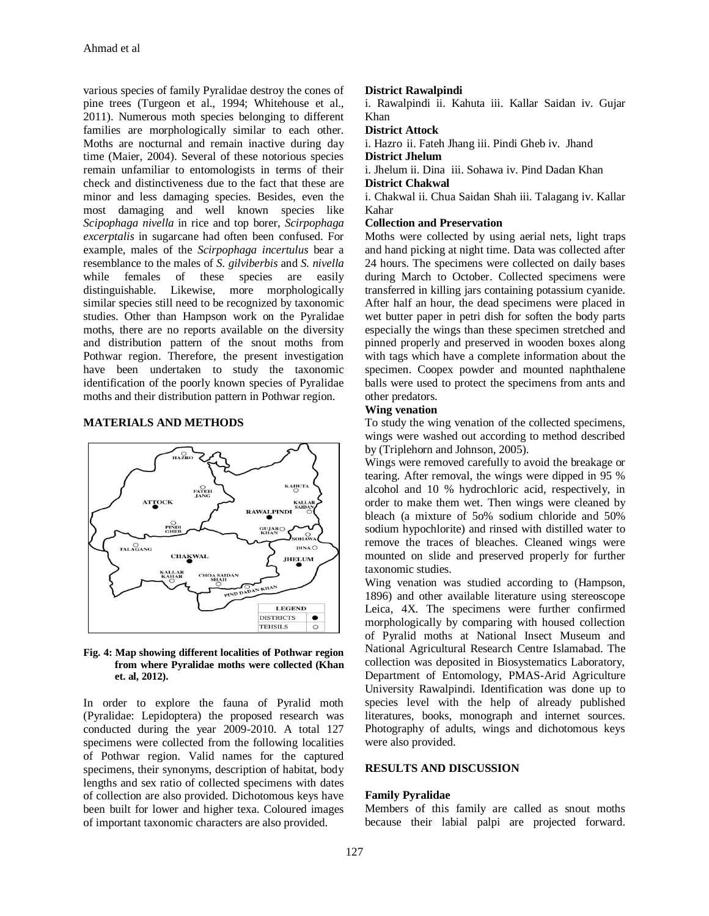various species of family Pyralidae destroy the cones of pine trees (Turgeon et al., 1994; Whitehouse et al., 2011). Numerous moth species belonging to different families are morphologically similar to each other. Moths are nocturnal and remain inactive during day time (Maier, 2004). Several of these notorious species remain unfamiliar to entomologists in terms of their check and distinctiveness due to the fact that these are minor and less damaging species. Besides, even the most damaging and well known species like *Scipophaga nivella* in rice and top borer, *Scirpophaga excerptalis* in sugarcane had often been confused. For example, males of the *Scirpophaga incertulus* bear a resemblance to the males of *S. gilviberbis* and *S. nivella* while females of these species are easily distinguishable. Likewise, more morphologically similar species still need to be recognized by taxonomic studies. Other than Hampson work on the Pyralidae moths, there are no reports available on the diversity and distribution pattern of the snout moths from Pothwar region. Therefore, the present investigation have been undertaken to study the taxonomic identification of the poorly known species of Pyralidae moths and their distribution pattern in Pothwar region.

## MATERIALS AND METHODS

**Fig. 4: Map showing different localities of Pothwar region from where Pyralidae moths were collected (Khan et. al, 2012).**

In order to explore the fauna of Pyralid moth (Pyralidae: Lepidoptera) the proposed research was conducted during the year 2009-2010. A total 127 specimens were collected from the following localities of Pothwar region. Valid names for the captured specimens, their synonyms, description of habitat, body lengths and sex ratio of collected specimens with dates of collection are also provided. Dichotomous keys have been built for lower and higher texa. Coloured images of important taxonomic characters are also provided.

**District Rawalpindi**

i. Rawalpindi ii. Kahuta iii. Kallar Saidan iv. Gujar Khan

**District Attock**

i. Hazro ii. Fateh Jhang iii. Pindi Gheb iv. Jhand

**District Jhelum**

i. Jhelum ii. Dina iii. Sohawa iv. Pind Dadan Khan

**District Chakwal**

i. Chakwal ii. Chua Saidan Shah iii. Talagang iv. Kallar Kahar

**Collection and Preservation**

Moths were collected by using aerial nets, light traps and hand picking at night time. Data was collected after 24 hours. The specimens were collected on daily bases during March to October. Collected specimens were transferred in killing jars containing potassium cyanide. After half an hour, the dead specimens were placed in wet butter paper in petri dish for soften the body parts especially the wings than these specimen stretched and pinned properly and preserved in wooden boxes along with tags which have a complete information about the specimen. Coopex powder and mounted naphthalene balls were used to protect the specimens from ants and other predators.

**Wing venation**

To study the wing venation of the collected specimens, wings were washed out according to method described by (Triplehorn and Johnson, 2005).

Wings were removed carefully to avoid the breakage or tearing. After removal, the wings were dipped in 95 % alcohol and 10 % hydrochloric acid, respectively, in order to make them wet. Then wings were cleaned by bleach (a mixture of 5o% sodium chloride and 50% sodium hypochlorite) and rinsed with distilled water to remove the traces of bleaches. Cleaned wings were mounted on slide and preserved properly for further taxonomic studies.

Wing venation was studied according to (Hampson, 1896) and other available literature using stereoscope Leica, 4X. The specimens were further confirmed morphologically by comparing with housed collection of Pyralid moths at National Insect Museum and National Agricultural Research Centre Islamabad. The collection was deposited in Biosystematics Laboratory, Department of Entomology, PMAS-Arid Agriculture University Rawalpindi. Identification was done up to species level with the help of already published literatures, books, monograph and internet sources. Photography of adults, wings and dichotomous keys were also provided.

## RESULTS AND DISCUSSION

**Family Pyralidae**

Members of this family are called as snout moths because their labial palpi are projected forward.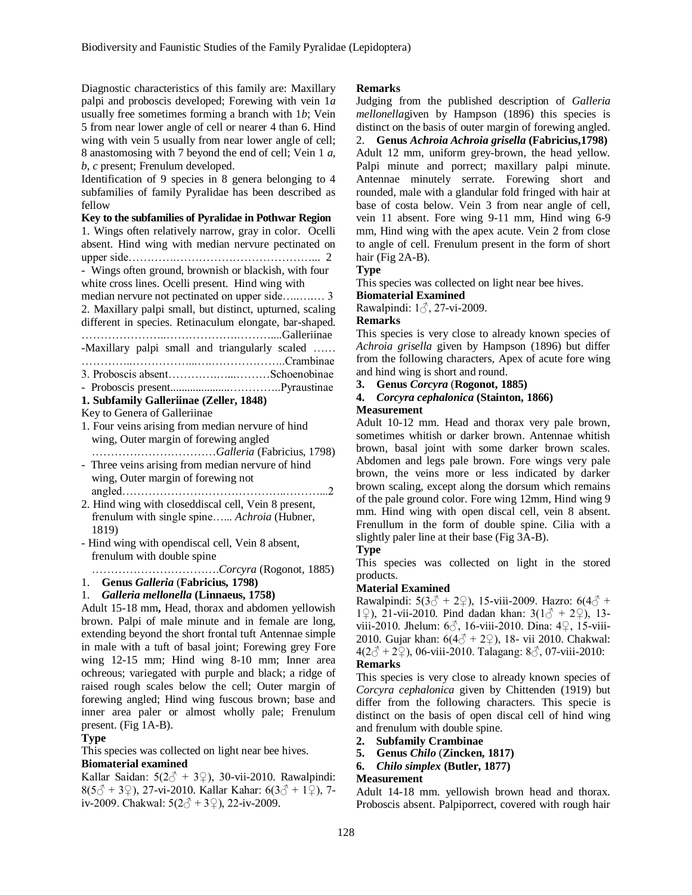Diagnostic characteristics of this family are: Maxillary palpi and proboscis developed; Forewing with vein 1*a* usually free sometimes forming a branch with 1*b*; Vein 5 from near lower angle of cell or nearer 4 than 6. Hind wing with vein 5 usually from near lower angle of cell; 8 anastomosing with 7 beyond the end of cell; Vein 1 *a*, *b*, *c* present; Frenulum developed.

Identification of 9 species in 8 genera belonging to 4 subfamilies of family Pyralidae has been described as fellow

**Key to the subfamilies of Pyralidae in Pothwar Region**

1. Wings often relatively narrow, gray in color. Ocelli absent. Hind wing with median nervure pectinated on upper side………….…………………………………... 2

- Wings often ground, brownish or blackish, with four white cross lines. Ocelli present. Hind wing with median nervure not pectinated on upper side….….… 3

2. Maxillary palpi small, but distinct, upturned, scaling different in species. Retinaculum elongate, bar-shaped. …………………..……………….………....Galleriinae

-Maxillary palpi small and triangularly scaled …… …………..……………..…..………………..Crambinae

3. Proboscis absent…………….....………Schoenobinae

- Proboscis present....................…………..Pyraustinae

**1. Subfamily Galleriinae (Zeller, 1848)**

Key to Genera of Galleriinae

1. Four veins arising from median nervure of hind wing, Outer margin of forewing angled ……………………………*Galleria* (Fabricius, 1798)

- Three veins arising from median nervure of hind wing, Outer margin of forewing not angled……………………………………..………...2

2. Hind wing with closeddiscal cell, Vein 8 present, frenulum with single spine…... *Achroia* (Hubner, 1819)

- Hind wing with opendiscal cell, Vein 8 absent, frenulum with double spine ……………………………*Corcyra* (Rogonot, 1885)

1. **Genus *Galleria* (Fabricius, 1798)**

1. ***Galleria mellonella* (Linnaeus, 1758)**

Adult 15-18 mm**,** Head, thorax and abdomen yellowish brown. Palpi of male minute and in female are long, extending beyond the short frontal tuft Antennae simple in male with a tuft of basal joint; Forewing grey Fore wing 12-15 mm; Hind wing 8-10 mm; Inner area ochreous; variegated with purple and black; a ridge of raised rough scales below the cell; Outer margin of forewing angled; Hind wing fuscous brown; base and inner area paler or almost wholly pale; Frenulum present. (Fig 1A-B).

**Type**

This species was collected on light near bee hives.

**Biomaterial examined**

Kallar Saidan: 5(2♂ + 3♀), 30-vii-2010. Rawalpindi: 8(5♂ + 3♀), 27-vi-2010. Kallar Kahar: 6(3♂ + 1♀), 7-iv-2009. Chakwal: 5(2♂ + 3♀), 22-iv-2009.

**Remarks**

Judging from the published description of *Galleria mellonella*given by Hampson (1896) this species is distinct on the basis of outer margin of forewing angled.

2. **Genus *Achroia Achroia grisella* (Fabricius,1798)**

Adult 12 mm, uniform grey-brown, the head yellow. Palpi minute and porrect; maxillary palpi minute. Antennae minutely serrate. Forewing short and rounded, male with a glandular fold fringed with hair at base of costa below. Vein 3 from near angle of cell, vein 11 absent. Fore wing 9-11 mm, Hind wing 6-9 mm, Hind wing with the apex acute. Vein 2 from close to angle of cell. Frenulum present in the form of short hair (Fig 2A-B).

**Type**

This species was collected on light near bee hives.

**Biomaterial Examined**

Rawalpindi: 1♂, 27-vi-2009.

**Remarks**

This species is very close to already known species of *Achroia grisella* given by Hampson (1896) but differ from the following characters, Apex of acute fore wing and hind wing is short and round.

3. **Genus *Corcyra* (Rogonot, 1885)**

4. ***Corcyra cephalonica* (Stainton, 1866)**

**Measurement**

Adult 10-12 mm. Head and thorax very pale brown, sometimes whitish or darker brown. Antennae whitish brown, basal joint with some darker brown scales. Abdomen and legs pale brown. Fore wings very pale brown, the veins more or less indicated by darker brown scaling, except along the dorsum which remains of the pale ground color. Fore wing 12mm, Hind wing 9 mm. Hind wing with open discal cell, vein 8 absent. Frenullum in the form of double spine. Cilia with a slightly paler line at their base (Fig 3A-B).

**Type**

This species was collected on light in the stored products.

**Material Examined**

Rawalpindi: 5(3♂ + 2♀), 15-viii-2009. Hazro: 6(4♂ + 1♀), 21-vii-2010. Pind dadan khan: 3(1♂ + 2♀), 13-viii-2010. Jhelum: 6♂, 16-viii-2010. Dina: 4♀, 15-viii-2010. Gujar khan: 6(4♂ + 2♀), 18- vii 2010. Chakwal: 4(2♂ + 2♀), 06-viii-2010. Talagang: 8♂, 07-viii-2010:

**Remarks**

This species is very close to already known species of *Corcyra cephalonica* given by Chittenden (1919) but differ from the following characters. This specie is distinct on the basis of open discal cell of hind wing and frenulum with double spine.

2. **Subfamily Crambinae**

5. **Genus *Chilo* (Zincken, 1817)**

6. ***Chilo simplex* (Butler, 1877)**

**Measurement**

Adult 14-18 mm. yellowish brown head and thorax. Proboscis absent. Palpiporrect, covered with rough hair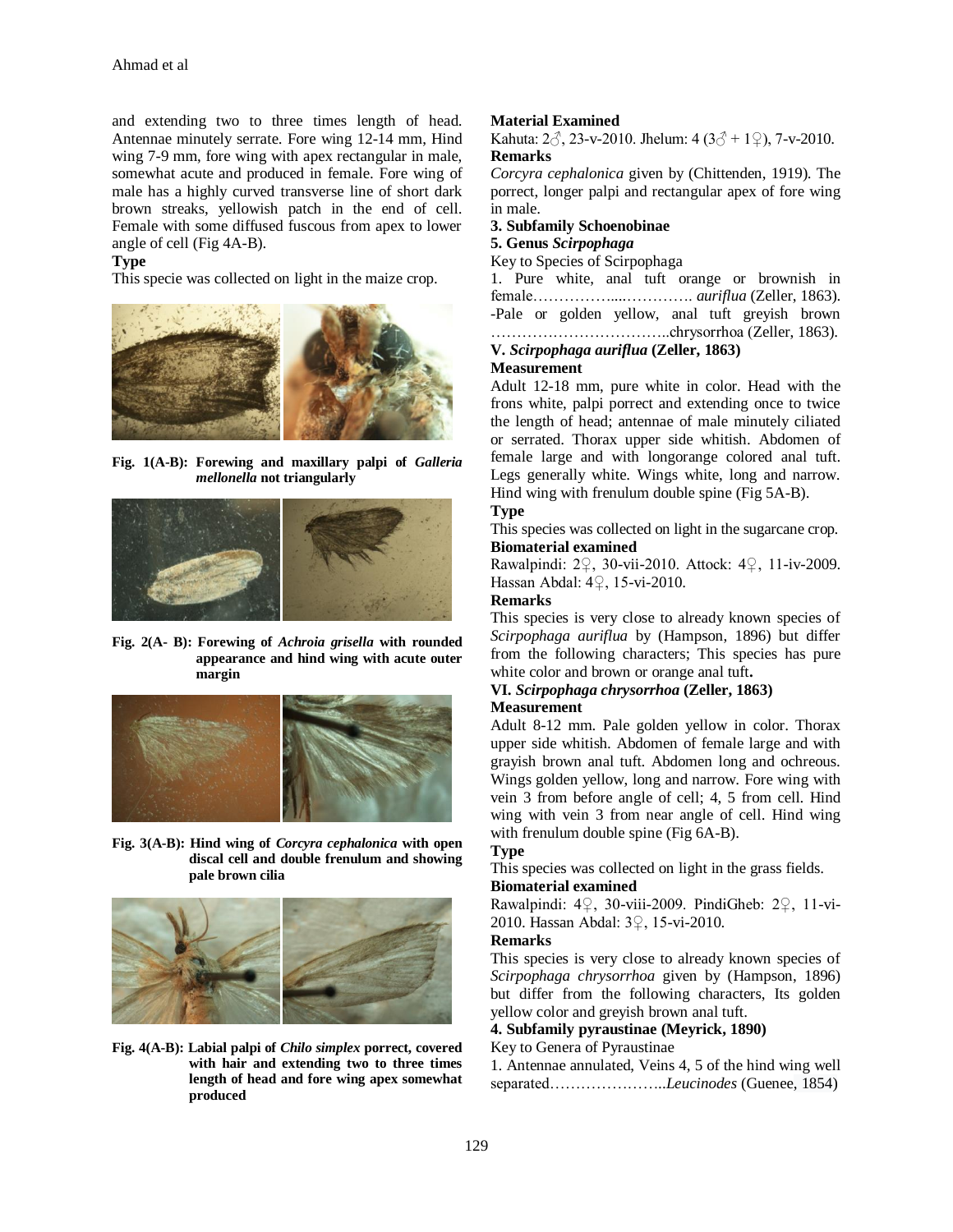and extending two to three times length of head. Antennae minutely serrate. Fore wing 12-14 mm, Hind wing 7-9 mm, fore wing with apex rectangular in male, somewhat acute and produced in female. Fore wing of male has a highly curved transverse line of short dark brown streaks, yellowish patch in the end of cell. Female with some diffused fuscous from apex to lower angle of cell (Fig 4A-B).

**Type**

This specie was collected on light in the maize crop.

**Fig. 1(A-B): Forewing and maxillary palpi of *Galleria mellonella* not triangularly**

**Fig. 2(A- B): Forewing of *Achroia grisella* with rounded appearance and hind wing with acute outer margin**

**Fig. 3(A-B): Hind wing of *Corcyra cephalonica* with open discal cell and double frenulum and showing pale brown cilia**

**Fig. 4(A-B): Labial palpi of *Chilo simplex* porrect, covered with hair and extending two to three times length of head and fore wing apex somewhat produced**

**Material Examined**

Kahuta: 2♂, 23-v-2010. Jhelum: 4 (3♂ + 1♀), 7-v-2010.

**Remarks**

*Corcyra cephalonica* given by (Chittenden, 1919). The porrect, longer palpi and rectangular apex of fore wing in male.

**3. Subfamily Schoenobinae**

**5. Genus *Scirpophaga***

Key to Species of Scirpophaga

1. Pure white, anal tuft orange or brownish in female……………....…………. *auriflua* (Zeller, 1863).
-Pale or golden yellow, anal tuft greyish brown ……………………………..chrysorrhoa (Zeller, 1863).

**V. *Scirpophaga auriflua* (Zeller, 1863)**

**Measurement**

Adult 12-18 mm, pure white in color. Head with the frons white, palpi porrect and extending once to twice the length of head; antennae of male minutely ciliated or serrated. Thorax upper side whitish. Abdomen of female large and with longorange colored anal tuft. Legs generally white. Wings white, long and narrow. Hind wing with frenulum double spine (Fig 5A-B).

**Type**

This species was collected on light in the sugarcane crop.

**Biomaterial examined**

Rawalpindi: 2♀, 30-vii-2010. Attock: 4♀, 11-iv-2009. Hassan Abdal: 4♀, 15-vi-2010.

**Remarks**

This species is very close to already known species of *Scirpophaga auriflua* by (Hampson, 1896) but differ from the following characters; This species has pure white color and brown or orange anal tuft**.**

**VI. *Scirpophaga chrysorrhoa* (Zeller, 1863)**

**Measurement**

Adult 8-12 mm. Pale golden yellow in color. Thorax upper side whitish. Abdomen of female large and with grayish brown anal tuft. Abdomen long and ochreous. Wings golden yellow, long and narrow. Fore wing with vein 3 from before angle of cell; 4, 5 from cell. Hind wing with vein 3 from near angle of cell. Hind wing with frenulum double spine (Fig 6A-B).

**Type**

This species was collected on light in the grass fields.

**Biomaterial examined**

Rawalpindi: 4♀, 30-viii-2009. PindiGheb: 2♀, 11-vi-2010. Hassan Abdal: 3♀, 15-vi-2010.

**Remarks**

This species is very close to already known species of *Scirpophaga chrysorrhoa* given by (Hampson, 1896) but differ from the following characters, Its golden yellow color and greyish brown anal tuft.

**4. Subfamily pyraustinae (Meyrick, 1890)**

Key to Genera of Pyraustinae

1. Antennae annulated, Veins 4, 5 of the hind wing well separated…………………..*Leucinodes* (Guenee, 1854)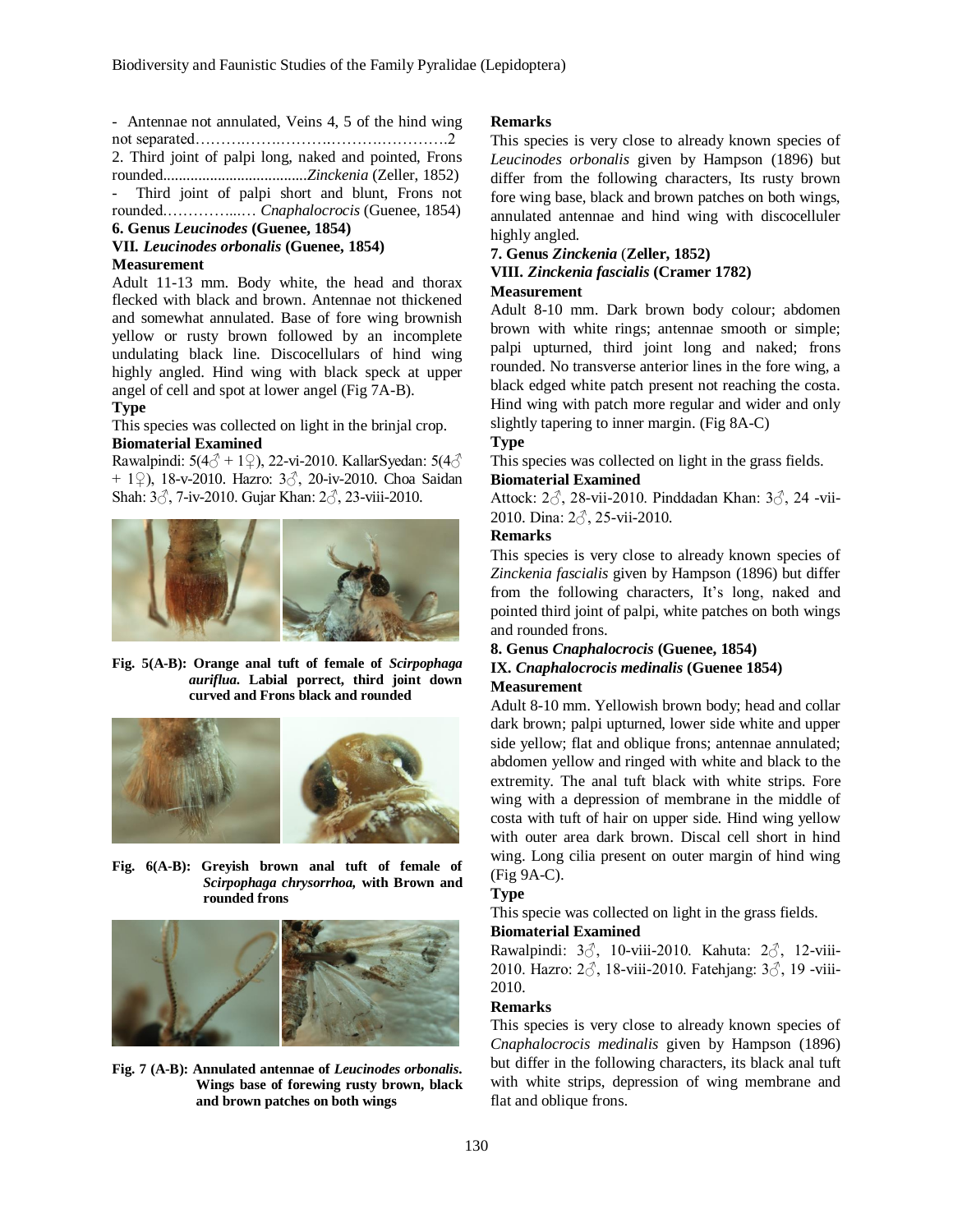- Antennae not annulated, Veins 4, 5 of the hind wing not separated……….…….………..…………………….2

2. Third joint of palpi long, naked and pointed, Frons rounded....................................*Zinckenia* (Zeller, 1852)

- Third joint of palpi short and blunt, Frons not rounded……………...… *Cnaphalocrocis* (Guenee, 1854)

### 6. Genus *Leucinodes* (Guenee, 1854)

### VII. *Leucinodes orbonalis* (Guenee, 1854)

**Measurement**

Adult 11-13 mm. Body white, the head and thorax flecked with black and brown. Antennae not thickened and somewhat annulated. Base of fore wing brownish yellow or rusty brown followed by an incomplete undulating black line. Discocellulars of hind wing highly angled. Hind wing with black speck at upper angel of cell and spot at lower angel (Fig 7A-B).

**Type**

This species was collected on light in the brinjal crop.

**Biomaterial Examined**

Rawalpindi: 5(4♂ + 1♀), 22-vi-2010. KallarSyedan: 5(4♂ + 1♀), 18-v-2010. Hazro: 3♂, 20-iv-2010. Choa Saidan Shah: 3♂, 7-iv-2010. Gujar Khan: 2♂, 23-viii-2010.

**Fig. 5(A-B): Orange anal tuft of female of *Scirpophaga auriflua*. Labial porrect, third joint down curved and Frons black and rounded**

**Fig. 6(A-B): Greyish brown anal tuft of female of *Scirpophaga chrysorrhoa*, with Brown and rounded frons**

**Fig. 7 (A-B): Annulated antennae of *Leucinodes orbonalis*. Wings base of forewing rusty brown, black and brown patches on both wings**

**Remarks**

This species is very close to already known species of *Leucinodes orbonalis* given by Hampson (1896) but differ from the following characters, Its rusty brown fore wing base, black and brown patches on both wings, annulated antennae and hind wing with discocelluler highly angled.

### 7. Genus *Zinckenia* (Zeller, 1852)

### VIII. *Zinckenia fascialis* (Cramer 1782)

**Measurement**

Adult 8-10 mm. Dark brown body colour; abdomen brown with white rings; antennae smooth or simple; palpi upturned, third joint long and naked; frons rounded. No transverse anterior lines in the fore wing, a black edged white patch present not reaching the costa. Hind wing with patch more regular and wider and only slightly tapering to inner margin. (Fig 8A-C)

**Type**

This species was collected on light in the grass fields.

**Biomaterial Examined**

Attock: 2♂, 28-vii-2010. Pinddadan Khan: 3♂, 24 -vii-2010. Dina: 2♂, 25-vii-2010.

**Remarks**

This species is very close to already known species of *Zinckenia fascialis* given by Hampson (1896) but differ from the following characters, It's long, naked and pointed third joint of palpi, white patches on both wings and rounded frons.

### 8. Genus *Cnaphalocrocis* (Guenee, 1854)

### IX. *Cnaphalocrocis medinalis* (Guenee 1854)

**Measurement**

Adult 8-10 mm. Yellowish brown body; head and collar dark brown; palpi upturned, lower side white and upper side yellow; flat and oblique frons; antennae annulated; abdomen yellow and ringed with white and black to the extremity. The anal tuft black with white strips. Fore wing with a depression of membrane in the middle of costa with tuft of hair on upper side. Hind wing yellow with outer area dark brown. Discal cell short in hind wing. Long cilia present on outer margin of hind wing (Fig 9A-C).

**Type**

This specie was collected on light in the grass fields.

**Biomaterial Examined**

Rawalpindi: 3♂, 10-viii-2010. Kahuta: 2♂, 12-viii-2010. Hazro: 2♂, 18-viii-2010. Fatehjang: 3♂, 19 -viii-2010.

**Remarks**

This species is very close to already known species of *Cnaphalocrocis medinalis* given by Hampson (1896) but differ in the following characters, its black anal tuft with white strips, depression of wing membrane and flat and oblique frons.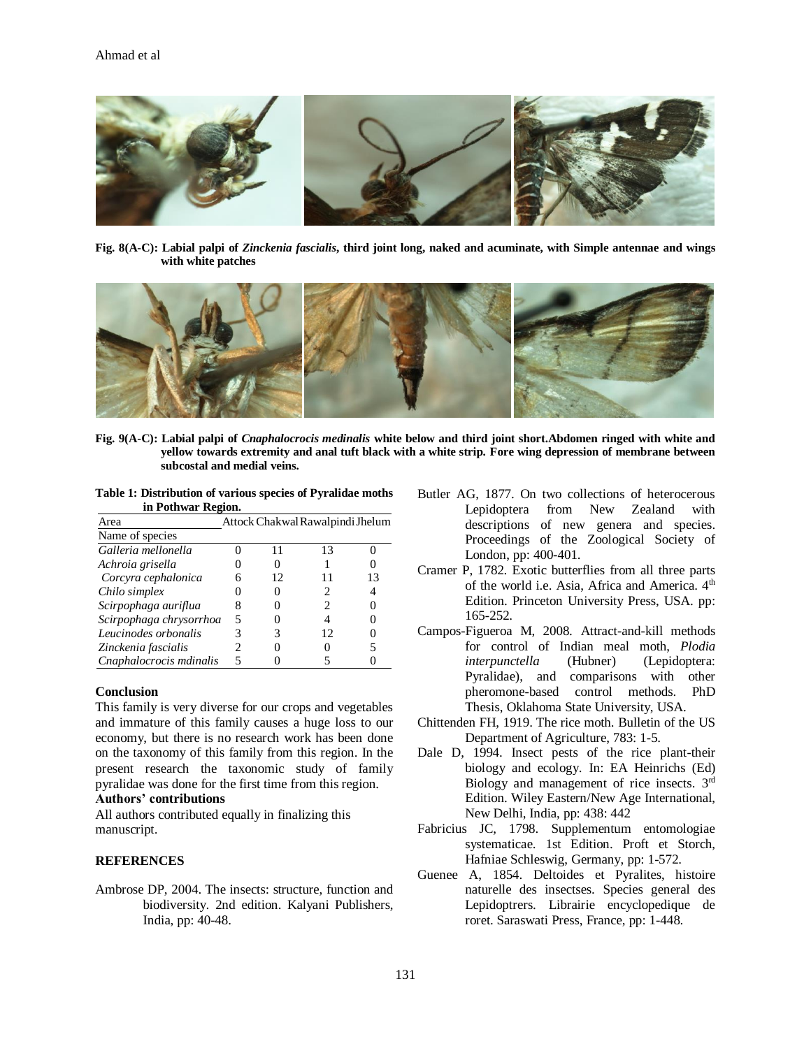**Fig. 8(A-C): Labial palpi of *Zinckenia fascialis*, third joint long, naked and acuminate, with Simple antennae and wings with white patches**

**Fig. 9(A-C): Labial palpi of *Cnaphalocrocis medinalis* white below and third joint short.Abdomen ringed with white and yellow towards extremity and anal tuft black with a white strip. Fore wing depression of membrane between subcostal and medial veins.**

**Table 1: Distribution of various species of Pyralidae moths in Pothwar Region.**

| Area / Name of species | Attock | Chakwal | Rawalpindi | Jhelum |
|---|---|---|---|---|
| *Galleria mellonella* | 0 | 11 | 13 | 0 |
| *Achroia grisella* | 0 | 0 | 1 | 0 |
| *Corcyra cephalonica* | 6 | 12 | 11 | 13 |
| *Chilo simplex* | 0 | 0 | 2 | 4 |
| *Scirpophaga auriflua* | 8 | 0 | 2 | 0 |
| *Scirpophaga chrysorrhoa* | 5 | 0 | 4 | 0 |
| *Leucinodes orbonalis* | 3 | 3 | 12 | 0 |
| *Zinckenia fascialis* | 2 | 0 | 0 | 5 |
| *Cnaphalocrocis mdinalis* | 5 | 0 | 5 | 0 |

## Conclusion

This family is very diverse for our crops and vegetables and immature of this family causes a huge loss to our economy, but there is no research work has been done on the taxonomy of this family from this region. In the present research the taxonomic study of family pyralidae was done for the first time from this region.

**Authors' contributions**

All authors contributed equally in finalizing this manuscript.

## REFERENCES

Ambrose DP, 2004. The insects: structure, function and biodiversity. 2nd edition. Kalyani Publishers, India, pp: 40-48.

Butler AG, 1877. On two collections of heterocerous Lepidoptera from New Zealand with descriptions of new genera and species. Proceedings of the Zoological Society of London, pp: 400-401.

Cramer P, 1782. Exotic butterflies from all three parts of the world i.e. Asia, Africa and America. 4th Edition. Princeton University Press, USA. pp: 165-252.

Campos-Figueroa M, 2008. Attract-and-kill methods for control of Indian meal moth, *Plodia interpunctella* (Hubner) (Lepidoptera: Pyralidae), and comparisons with other pheromone-based control methods. PhD Thesis, Oklahoma State University, USA.

Chittenden FH, 1919. The rice moth. Bulletin of the US Department of Agriculture, 783: 1-5.

Dale D, 1994. Insect pests of the rice plant-their biology and ecology. In: EA Heinrichs (Ed) Biology and management of rice insects. 3rd Edition. Wiley Eastern/New Age International, New Delhi, India, pp: 438: 442

Fabricius JC, 1798. Supplementum entomologiae systematicae. 1st Edition. Proft et Storch, Hafniae Schleswig, Germany, pp: 1-572.

Guenee A, 1854. Deltoides et Pyralites, histoire naturelle des insectses. Species general des Lepidoptrers. Librairie encyclopedique de roret. Saraswati Press, France, pp: 1-448.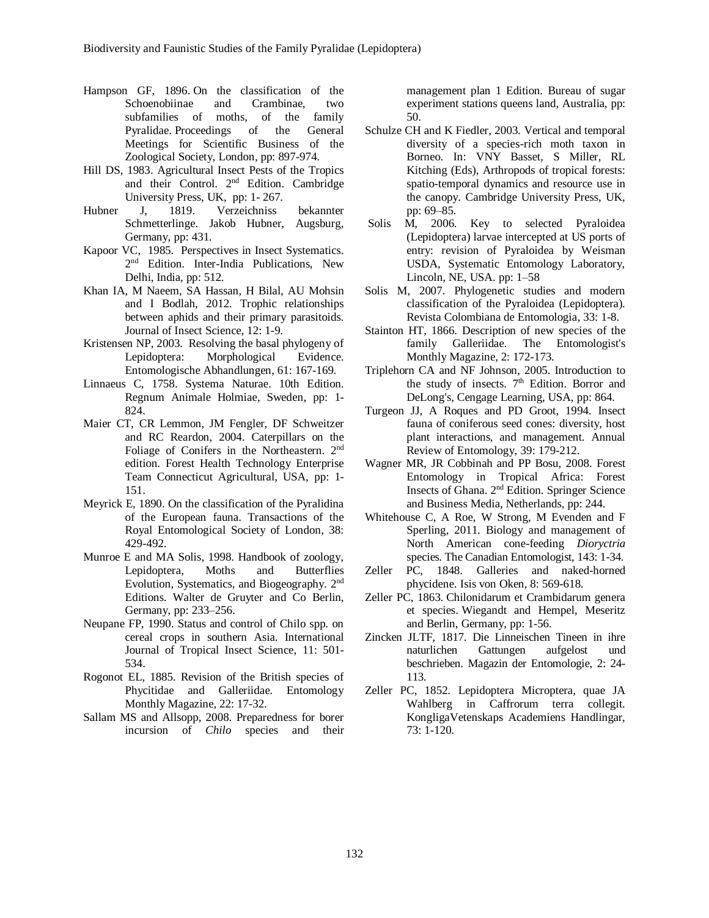Hampson GF, 1896. On the classification of the Schoenobiinae and Crambinae, two subfamilies of moths, of the family Pyralidae. Proceedings of the General Meetings for Scientific Business of the Zoological Society, London, pp: 897-974.

Hill DS, 1983. Agricultural Insect Pests of the Tropics and their Control. 2nd Edition. Cambridge University Press, UK, pp: 1- 267.

Hubner J, 1819. Verzeichniss bekannter Schmetterlinge. Jakob Hubner, Augsburg, Germany, pp: 431.

Kapoor VC, 1985. Perspectives in Insect Systematics. 2nd Edition. Inter-India Publications, New Delhi, India, pp: 512.

Khan IA, M Naeem, SA Hassan, H Bilal, AU Mohsin and I Bodlah, 2012. Trophic relationships between aphids and their primary parasitoids. Journal of Insect Science, 12: 1-9.

Kristensen NP, 2003. Resolving the basal phylogeny of Lepidoptera: Morphological Evidence. Entomologische Abhandlungen, 61: 167-169.

Linnaeus C, 1758. Systema Naturae. 10th Edition. Regnum Animale Holmiae, Sweden, pp: 1-824.

Maier CT, CR Lemmon, JM Fengler, DF Schweitzer and RC Reardon, 2004. Caterpillars on the Foliage of Conifers in the Northeastern. 2nd edition. Forest Health Technology Enterprise Team Connecticut Agricultural, USA, pp: 1-151.

Meyrick E, 1890. On the classification of the Pyralidina of the European fauna. Transactions of the Royal Entomological Society of London, 38: 429-492.

Munroe E and MA Solis, 1998. Handbook of zoology, Lepidoptera, Moths and Butterflies Evolution, Systematics, and Biogeography. 2nd Editions. Walter de Gruyter and Co Berlin, Germany, pp: 233–256.

Neupane FP, 1990. Status and control of Chilo spp. on cereal crops in southern Asia. International Journal of Tropical Insect Science, 11: 501-534.

Rogonot EL, 1885. Revision of the British species of Phycitidae and Galleriidae. Entomology Monthly Magazine, 22: 17-32.

Sallam MS and Allsopp, 2008. Preparedness for borer incursion of *Chilo* species and their management plan 1 Edition. Bureau of sugar experiment stations queens land, Australia, pp: 50.

Schulze CH and K Fiedler, 2003. Vertical and temporal diversity of a species-rich moth taxon in Borneo. In: VNY Basset, S Miller, RL Kitching (Eds), Arthropods of tropical forests: spatio-temporal dynamics and resource use in the canopy. Cambridge University Press, UK, pp: 69–85.

Solis M, 2006. Key to selected Pyraloidea (Lepidoptera) larvae intercepted at US ports of entry: revision of Pyraloidea by Weisman USDA, Systematic Entomology Laboratory, Lincoln, NE, USA. pp: 1–58

Solis M, 2007. Phylogenetic studies and modern classification of the Pyraloidea (Lepidoptera). Revista Colombiana de Entomologia, 33: 1-8.

Stainton HT, 1866. Description of new species of the family Galleriidae. The Entomologist's Monthly Magazine, 2: 172-173.

Triplehorn CA and NF Johnson, 2005. Introduction to the study of insects. 7th Edition. Borror and DeLong's, Cengage Learning, USA, pp: 864.

Turgeon JJ, A Roques and PD Groot, 1994. Insect fauna of coniferous seed cones: diversity, host plant interactions, and management. Annual Review of Entomology, 39: 179-212.

Wagner MR, JR Cobbinah and PP Bosu, 2008. Forest Entomology in Tropical Africa: Forest Insects of Ghana. 2nd Edition. Springer Science and Business Media, Netherlands, pp: 244.

Whitehouse C, A Roe, W Strong, M Evenden and F Sperling, 2011. Biology and management of North American cone-feeding *Dioryctria* species. The Canadian Entomologist, 143: 1-34.

Zeller PC, 1848. Galleries and naked-horned phycidene. Isis von Oken, 8: 569-618.

Zeller PC, 1863. Chilonidarum et Crambidarum genera et species. Wiegandt and Hempel, Meseritz and Berlin, Germany, pp: 1-56.

Zincken JLTF, 1817. Die Linneischen Tineen in ihre naturlichen Gattungen aufgelost und beschrieben. Magazin der Entomologie, 2: 24-113.

Zeller PC, 1852. Lepidoptera Microptera, quae JA Wahlberg in Caffrorum terra collegit. KongligaVetenskaps Academiens Handlingar, 73: 1-120.